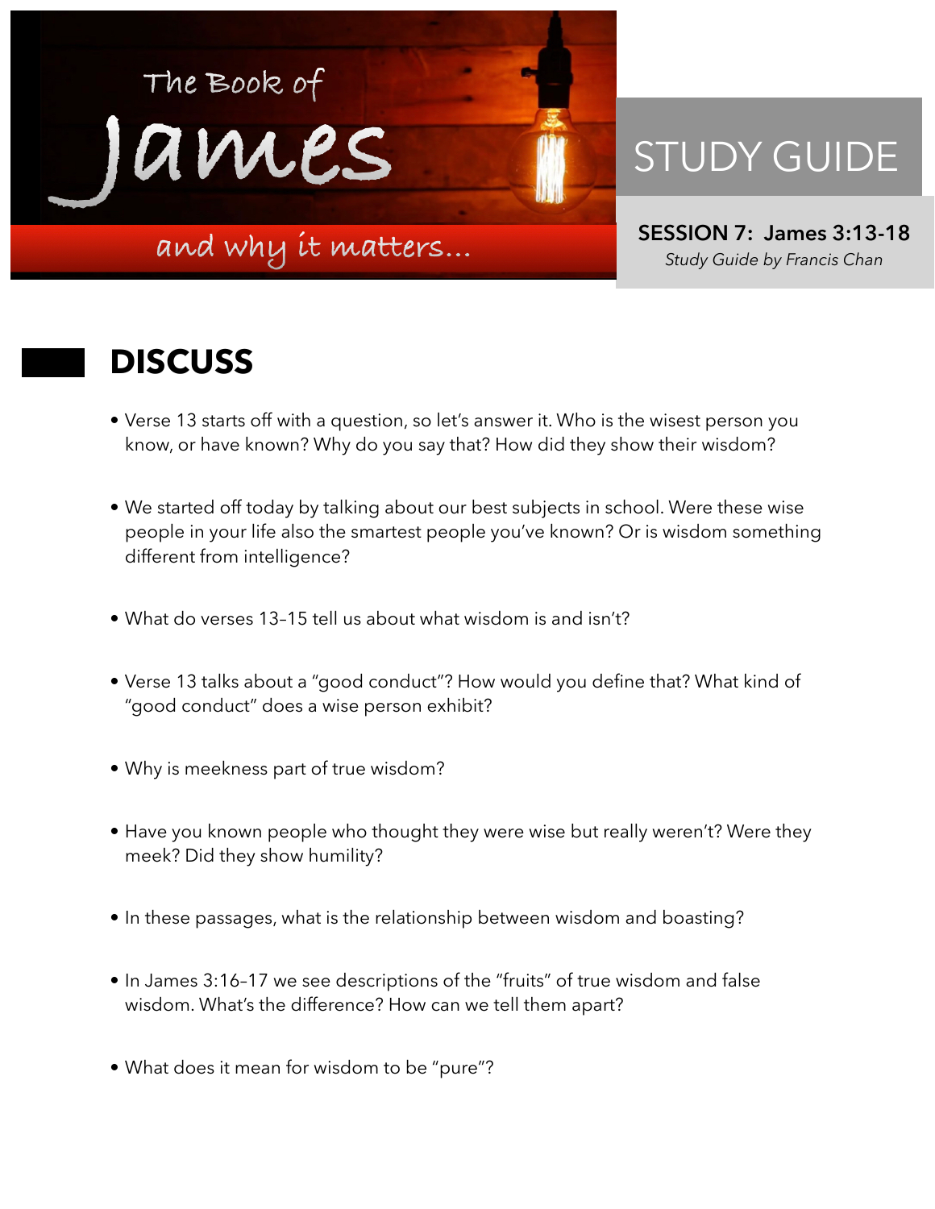# The Book of James and why it matters...

## STUDY GUIDE

**SESSION 7: James 3:13-18**

*Study Guide by Francis Chan*

## DISCUSS

- Verse 13 starts off with a question, so let's answer it. Who is the wisest person you know, or have known? Why do you say that? How did they show their wisdom?
- We started off today by talking about our best subjects in school. Were these wise people in your life also the smartest people you've known? Or is wisdom something different from intelligence?
- What do verses 13–15 tell us about what wisdom is and isn't?
- Verse 13 talks about a "good conduct"? How would you define that? What kind of "good conduct" does a wise person exhibit?
- Why is meekness part of true wisdom?
- Have you known people who thought they were wise but really weren't? Were they meek? Did they show humility?
- In these passages, what is the relationship between wisdom and boasting?
- In James 3:16–17 we see descriptions of the "fruits" of true wisdom and false wisdom. What's the difference? How can we tell them apart?
- What does it mean for wisdom to be "pure"?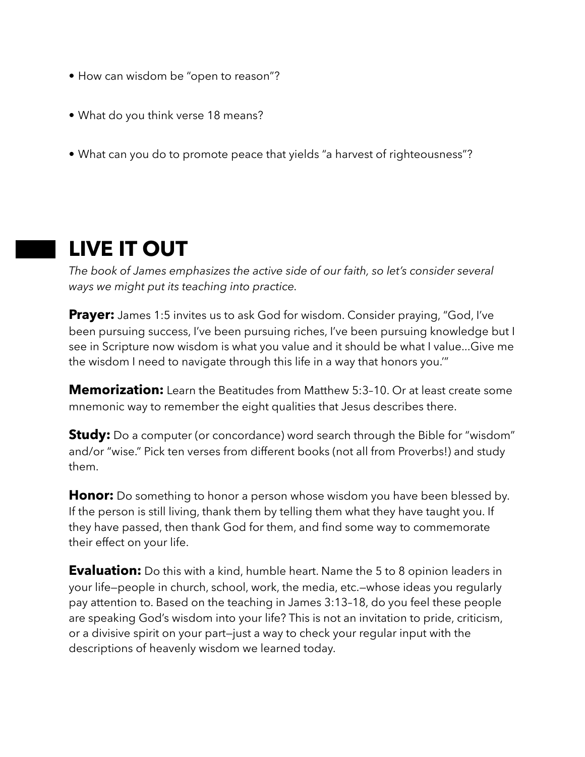- How can wisdom be "open to reason"?
- What do you think verse 18 means?
- What can you do to promote peace that yields "a harvest of righteousness"?

## LIVE IT OUT

*The book of James emphasizes the active side of our faith, so let's consider several ways we might put its teaching into practice.*

**Prayer:** James 1:5 invites us to ask God for wisdom. Consider praying, "God, I've been pursuing success, I've been pursuing riches, I've been pursuing knowledge but I see in Scripture now wisdom is what you value and it should be what I value...Give me the wisdom I need to navigate through this life in a way that honors you.'"

**Memorization:** Learn the Beatitudes from Matthew 5:3–10. Or at least create some mnemonic way to remember the eight qualities that Jesus describes there.

**Study:** Do a computer (or concordance) word search through the Bible for "wisdom" and/or "wise." Pick ten verses from different books (not all from Proverbs!) and study them.

**Honor:** Do something to honor a person whose wisdom you have been blessed by. If the person is still living, thank them by telling them what they have taught you. If they have passed, then thank God for them, and find some way to commemorate their effect on your life.

**Evaluation:** Do this with a kind, humble heart. Name the 5 to 8 opinion leaders in your life—people in church, school, work, the media, etc.—whose ideas you regularly pay attention to. Based on the teaching in James 3:13–18, do you feel these people are speaking God's wisdom into your life? This is not an invitation to pride, criticism, or a divisive spirit on your part—just a way to check your regular input with the descriptions of heavenly wisdom we learned today.